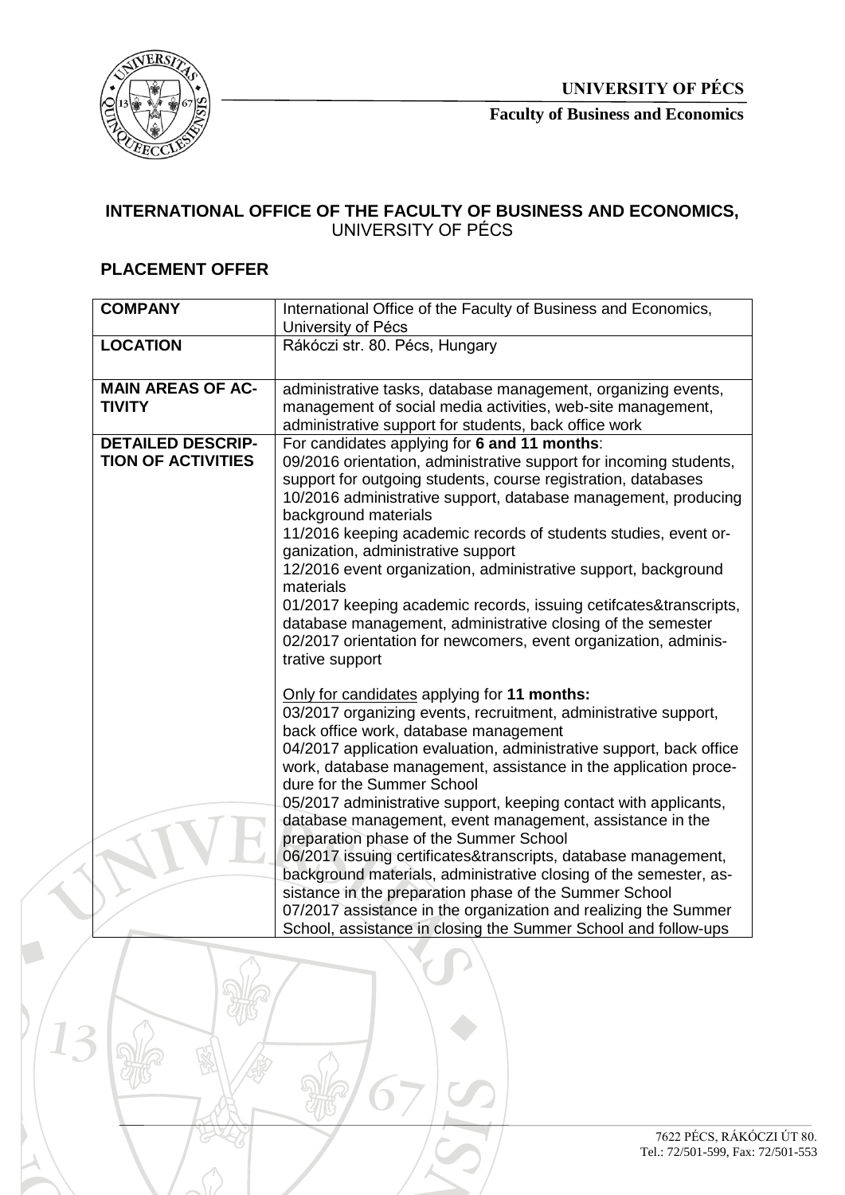**UNIVERSITY OF PÉCS**

**Faculty of Business and Economics**

## INTERNATIONAL OFFICE OF THE FACULTY OF BUSINESS AND ECONOMICS, UNIVERSITY OF PÉCS

### PLACEMENT OFFER

| **COMPANY** | International Office of the Faculty of Business and Economics, University of Pécs |
|---|---|
| **LOCATION** | Rákóczi str. 80. Pécs, Hungary |
| **MAIN AREAS OF ACTIVITY** | administrative tasks, database management, organizing events, management of social media activities, web-site management, administrative support for students, back office work |
| **DETAILED DESCRIPTION OF ACTIVITIES** | For candidates applying for **6 and 11 months**:<br>09/2016 orientation, administrative support for incoming students, support for outgoing students, course registration, databases<br>10/2016 administrative support, database management, producing background materials<br>11/2016 keeping academic records of students studies, event organization, administrative support<br>12/2016 event organization, administrative support, background materials<br>01/2017 keeping academic records, issuing cetifcates&transcripts, database management, administrative closing of the semester<br>02/2017 orientation for newcomers, event organization, administrative support<br><br>Only for candidates applying for **11 months:**<br>03/2017 organizing events, recruitment, administrative support, back office work, database management<br>04/2017 application evaluation, administrative support, back office work, database management, assistance in the application procedure for the Summer School<br>05/2017 administrative support, keeping contact with applicants, database management, event management, assistance in the preparation phase of the Summer School<br>06/2017 issuing certificates&transcripts, database management, background materials, administrative closing of the semester, assistance in the preparation phase of the Summer School<br>07/2017 assistance in the organization and realizing the Summer School, assistance in closing the Summer School and follow-ups |

7622 PÉCS, RÁKÓCZI ÚT 80.
Tel.: 72/501-599, Fax: 72/501-553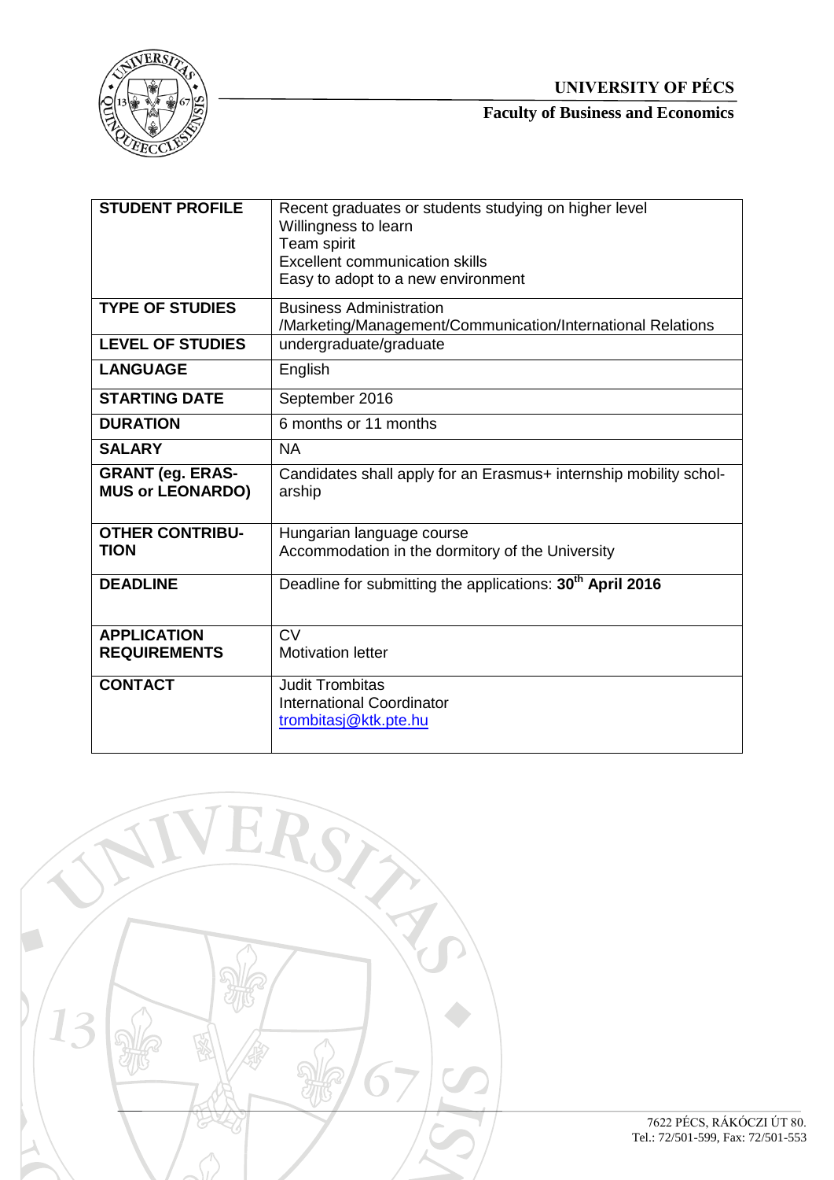| | |
|---|---|
| **STUDENT PROFILE** | Recent graduates or students studying on higher level<br>Willingness to learn<br>Team spirit<br>Excellent communication skills<br>Easy to adopt to a new environment |
| **TYPE OF STUDIES** | Business Administration /Marketing/Management/Communication/International Relations |
| **LEVEL OF STUDIES** | undergraduate/graduate |
| **LANGUAGE** | English |
| **STARTING DATE** | September 2016 |
| **DURATION** | 6 months or 11 months |
| **SALARY** | NA |
| **GRANT (eg. ERASMUS or LEONARDO)** | Candidates shall apply for an Erasmus+ internship mobility scholarship |
| **OTHER CONTRIBUTION** | Hungarian language course<br>Accommodation in the dormitory of the University |
| **DEADLINE** | Deadline for submitting the applications: **30th April 2016** |
| **APPLICATION REQUIREMENTS** | CV<br>Motivation letter |
| **CONTACT** | Judit Trombitas<br>International Coordinator<br>trombitasj@ktk.pte.hu |